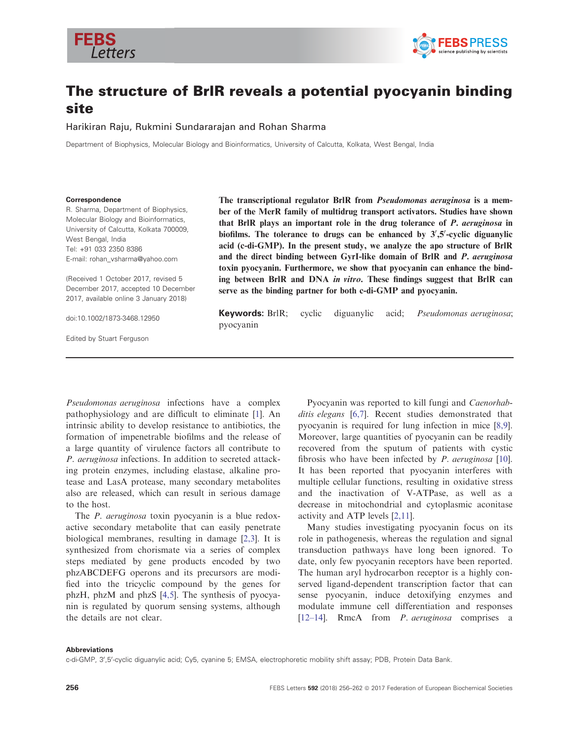# The structure of BrlR reveals a potential pyocyanin binding site

Harikiran Raju, Rukmini Sundararajan and Rohan Sharma

Department of Biophysics, Molecular Biology and Bioinformatics, University of Calcutta, Kolkata, West Bengal, India

**Correspondence**
R. Sharma, Department of Biophysics, Molecular Biology and Bioinformatics, University of Calcutta, Kolkata 700009, West Bengal, India
Tel: +91 033 2350 8386
E-mail: rohan_vsharma@yahoo.com

(Received 1 October 2017, revised 5 December 2017, accepted 10 December 2017, available online 3 January 2018)

doi:10.1002/1873-3468.12950

Edited by Stuart Ferguson

**The transcriptional regulator BrlR from *Pseudomonas aeruginosa* is a member of the MerR family of multidrug transport activators. Studies have shown that BrlR plays an important role in the drug tolerance of *P. aeruginosa* in biofilms. The tolerance to drugs can be enhanced by 3′,5′-cyclic diguanylic acid (c-di-GMP). In the present study, we analyze the apo structure of BrlR and the direct binding between GyrI-like domain of BrlR and *P. aeruginosa* toxin pyocyanin. Furthermore, we show that pyocyanin can enhance the binding between BrlR and DNA *in vitro*. These findings suggest that BrlR can serve as the binding partner for both c-di-GMP and pyocyanin.**

**Keywords:** BrlR; cyclic diguanylic acid; *Pseudomonas aeruginosa*; pyocyanin

*Pseudomonas aeruginosa* infections have a complex pathophysiology and are difficult to eliminate [1]. An intrinsic ability to develop resistance to antibiotics, the formation of impenetrable biofilms and the release of a large quantity of virulence factors all contribute to *P. aeruginosa* infections. In addition to secreted attacking protein enzymes, including elastase, alkaline protease and LasA protease, many secondary metabolites also are released, which can result in serious damage to the host.

The *P. aeruginosa* toxin pyocyanin is a blue redox-active secondary metabolite that can easily penetrate biological membranes, resulting in damage [2,3]. It is synthesized from chorismate via a series of complex steps mediated by gene products encoded by two phzABCDEFG operons and its precursors are modified into the tricyclic compound by the genes for phzH, phzM and phzS [4,5]. The synthesis of pyocyanin is regulated by quorum sensing systems, although the details are not clear.

Pyocyanin was reported to kill fungi and *Caenorhabditis elegans* [6,7]. Recent studies demonstrated that pyocyanin is required for lung infection in mice [8,9]. Moreover, large quantities of pyocyanin can be readily recovered from the sputum of patients with cystic fibrosis who have been infected by *P. aeruginosa* [10]. It has been reported that pyocyanin interferes with multiple cellular functions, resulting in oxidative stress and the inactivation of V-ATPase, as well as a decrease in mitochondrial and cytoplasmic aconitase activity and ATP levels [2,11].

Many studies investigating pyocyanin focus on its role in pathogenesis, whereas the regulation and signal transduction pathways have long been ignored. To date, only few pyocyanin receptors have been reported. The human aryl hydrocarbon receptor is a highly conserved ligand-dependent transcription factor that can sense pyocyanin, induce detoxifying enzymes and modulate immune cell differentiation and responses [12–14]. RmcA from *P. aeruginosa* comprises a

**Abbreviations**
c-di-GMP, 3′,5′-cyclic diguanylic acid; Cy5, cyanine 5; EMSA, electrophoretic mobility shift assay; PDB, Protein Data Bank.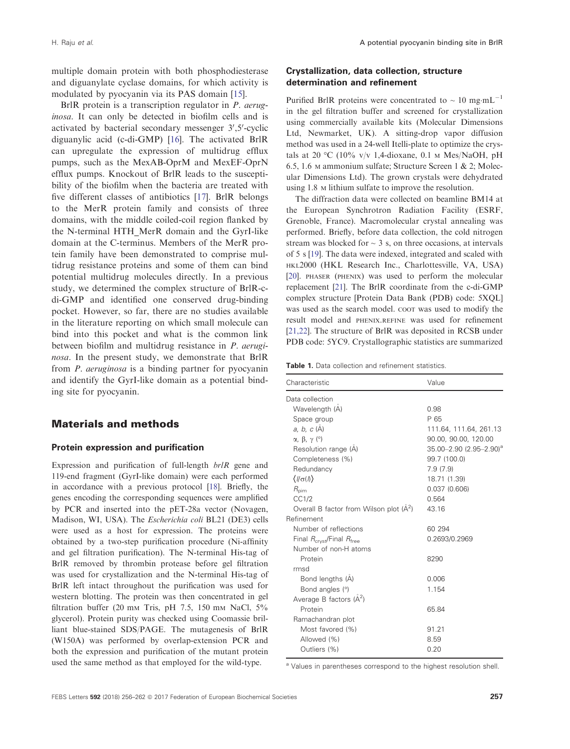multiple domain protein with both phosphodiesterase and diguanylate cyclase domains, for which activity is modulated by pyocyanin via its PAS domain [15].

BrlR protein is a transcription regulator in *P. aeruginosa*. It can only be detected in biofilm cells and is activated by bacterial secondary messenger 3′,5′-cyclic diguanylic acid (c-di-GMP) [16]. The activated BrlR can upregulate the expression of multidrug efflux pumps, such as the MexAB-OprM and MexEF-OprN efflux pumps. Knockout of BrlR leads to the susceptibility of the biofilm when the bacteria are treated with five different classes of antibiotics [17]. BrlR belongs to the MerR protein family and consists of three domains, with the middle coiled-coil region flanked by the N-terminal HTH_MerR domain and the GyrI-like domain at the C-terminus. Members of the MerR protein family have been demonstrated to comprise multidrug resistance proteins and some of them can bind potential multidrug molecules directly. In a previous study, we determined the complex structure of BrlR-c-di-GMP and identified one conserved drug-binding pocket. However, so far, there are no studies available in the literature reporting on which small molecule can bind into this pocket and what is the common link between biofilm and multidrug resistance in *P. aeruginosa*. In the present study, we demonstrate that BrlR from *P. aeruginosa* is a binding partner for pyocyanin and identify the GyrI-like domain as a potential binding site for pyocyanin.

## Materials and methods

### Protein expression and purification

Expression and purification of full-length *brlR* gene and 119-end fragment (GyrI-like domain) were each performed in accordance with a previous protocol [18]. Briefly, the genes encoding the corresponding sequences were amplified by PCR and inserted into the pET-28a vector (Novagen, Madison, WI, USA). The *Escherichia coli* BL21 (DE3) cells were used as a host for expression. The proteins were obtained by a two-step purification procedure (Ni-affinity and gel filtration purification). The N-terminal His-tag of BrlR removed by thrombin protease before gel filtration was used for crystallization and the N-terminal His-tag of BrlR left intact throughout the purification was used for western blotting. The protein was then concentrated in gel filtration buffer (20 mM Tris, pH 7.5, 150 mM NaCl, 5% glycerol). Protein purity was checked using Coomassie brilliant blue-stained SDS/PAGE. The mutagenesis of BrlR (W150A) was performed by overlap-extension PCR and both the expression and purification of the mutant protein used the same method as that employed for the wild-type.

### Crystallization, data collection, structure determination and refinement

Purified BrlR proteins were concentrated to ~ 10 mg·mL$^{-1}$ in the gel filtration buffer and screened for crystallization using commercially available kits (Molecular Dimensions Ltd, Newmarket, UK). A sitting-drop vapor diffusion method was used in a 24-well Itelli-plate to optimize the crystals at 20 °C (10% v/v 1,4-dioxane, 0.1 M Mes/NaOH, pH 6.5, 1.6 M ammonium sulfate; Structure Screen 1 & 2; Molecular Dimensions Ltd). The grown crystals were dehydrated using 1.8 M lithium sulfate to improve the resolution.

The diffraction data were collected on beamline BM14 at the European Synchrotron Radiation Facility (ESRF, Grenoble, France). Macromolecular crystal annealing was performed. Briefly, before data collection, the cold nitrogen stream was blocked for ~ 3 s, on three occasions, at intervals of 5 s [19]. The data were indexed, integrated and scaled with HKL2000 (HKL Research Inc., Charlottesville, VA, USA) [20]. PHASER (PHENIX) was used to perform the molecular replacement [21]. The BrlR coordinate from the c-di-GMP complex structure [Protein Data Bank (PDB) code: 5XQL] was used as the search model. COOT was used to modify the result model and PHENIX.REFINE was used for refinement [21,22]. The structure of BrlR was deposited in RCSB under PDB code: 5YC9. Crystallographic statistics are summarized

**Table 1.** Data collection and refinement statistics.

| Characteristic | Value |
|---|---|
| Data collection | |
| Wavelength (Å) | 0.98 |
| Space group | P 65 |
| *a, b, c* (Å) | 111.64, 111.64, 261.13 |
| α, β, γ (°) | 90.00, 90.00, 120.00 |
| Resolution range (Å) | 35.00–2.90 (2.95–2.90)[a] |
| Completeness (%) | 99.7 (100.0) |
| Redundancy | 7.9 (7.9) |
| $\langle I/\sigma(I)\rangle$ | 18.71 (1.39) |
| $R_{pim}$ | 0.037 (0.606) |
| CC1/2 | 0.564 |
| Overall B factor from Wilson plot (Å$^2$) | 43.16 |
| Refinement | |
| Number of reflections | 60 294 |
| Final $R_{cryst}$/Final $R_{free}$ | 0.2693/0.2969 |
| Number of non-H atoms | |
| Protein | 8290 |
| rmsd | |
| Bond lengths (Å) | 0.006 |
| Bond angles (°) | 1.154 |
| Average B factors (Å$^2$) | |
| Protein | 65.84 |
| Ramachandran plot | |
| Most favored (%) | 91.21 |
| Allowed (%) | 8.59 |
| Outliers (%) | 0.20 |

[a] Values in parentheses correspond to the highest resolution shell.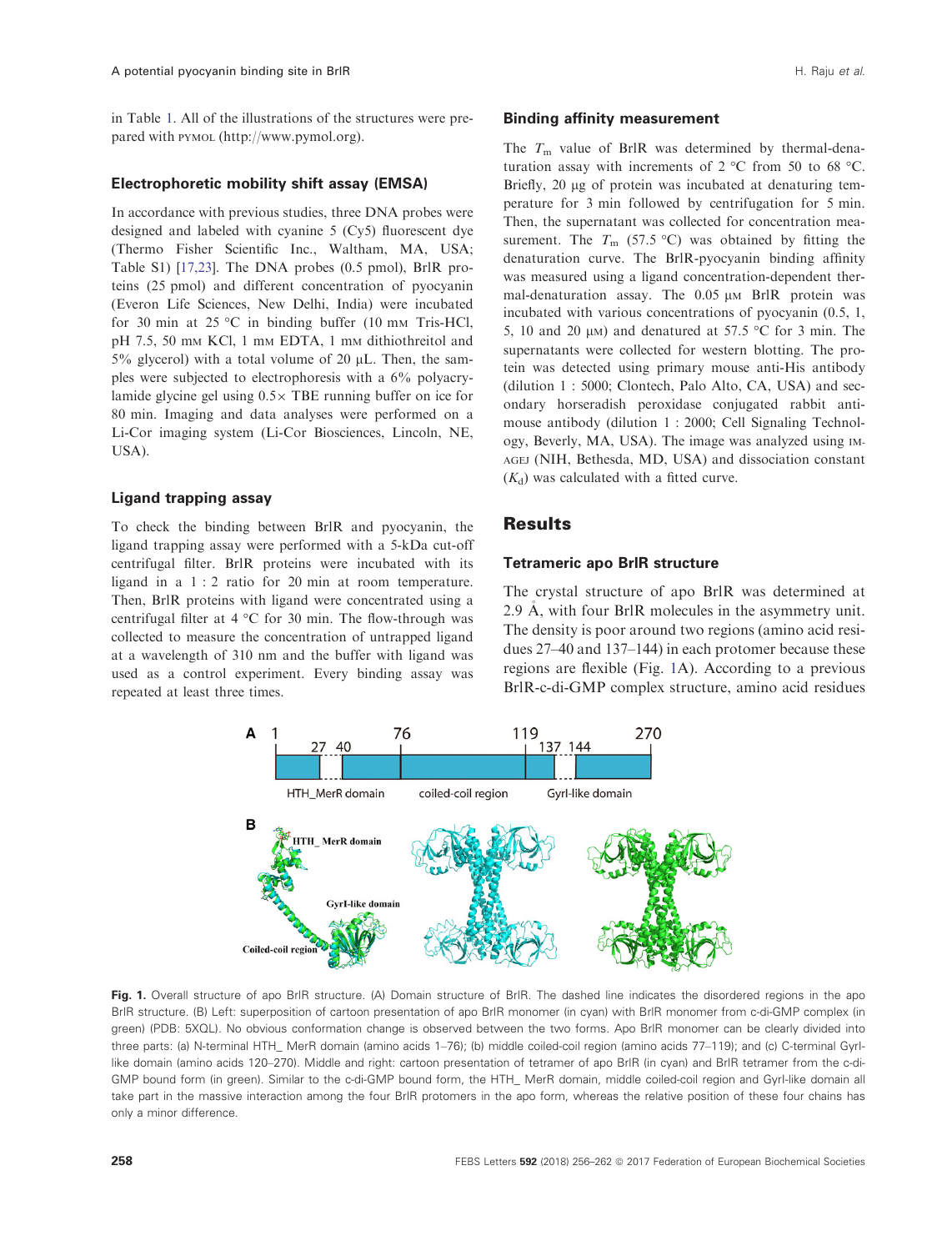in Table 1. All of the illustrations of the structures were prepared with PYMOL (http://www.pymol.org).

### Electrophoretic mobility shift assay (EMSA)

In accordance with previous studies, three DNA probes were designed and labeled with cyanine 5 (Cy5) fluorescent dye (Thermo Fisher Scientific Inc., Waltham, MA, USA; Table S1) [17,23]. The DNA probes (0.5 pmol), BrlR proteins (25 pmol) and different concentration of pyocyanin (Everon Life Sciences, New Delhi, India) were incubated for 30 min at 25 °C in binding buffer (10 mM Tris-HCl, pH 7.5, 50 mM KCl, 1 mM EDTA, 1 mM dithiothreitol and 5% glycerol) with a total volume of 20 μL. Then, the samples were subjected to electrophoresis with a 6% polyacrylamide glycine gel using 0.5× TBE running buffer on ice for 80 min. Imaging and data analyses were performed on a Li-Cor imaging system (Li-Cor Biosciences, Lincoln, NE, USA).

### Ligand trapping assay

To check the binding between BrlR and pyocyanin, the ligand trapping assay were performed with a 5-kDa cut-off centrifugal filter. BrlR proteins were incubated with its ligand in a 1 : 2 ratio for 20 min at room temperature. Then, BrlR proteins with ligand were concentrated using a centrifugal filter at 4 °C for 30 min. The flow-through was collected to measure the concentration of untrapped ligand at a wavelength of 310 nm and the buffer with ligand was used as a control experiment. Every binding assay was repeated at least three times.

### Binding affinity measurement

The $T_m$ value of BrlR was determined by thermal-denaturation assay with increments of 2 °C from 50 to 68 °C. Briefly, 20 μg of protein was incubated at denaturing temperature for 3 min followed by centrifugation for 5 min. Then, the supernatant was collected for concentration measurement. The $T_m$ (57.5 °C) was obtained by fitting the denaturation curve. The BrlR-pyocyanin binding affinity was measured using a ligand concentration-dependent thermal-denaturation assay. The 0.05 μM BrlR protein was incubated with various concentrations of pyocyanin (0.5, 1, 5, 10 and 20 μM) and denatured at 57.5 °C for 3 min. The supernatants were collected for western blotting. The protein was detected using primary mouse anti-His antibody (dilution 1 : 5000; Clontech, Palo Alto, CA, USA) and secondary horseradish peroxidase conjugated rabbit anti-mouse antibody (dilution 1 : 2000; Cell Signaling Technology, Beverly, MA, USA). The image was analyzed using IMAGEJ (NIH, Bethesda, MD, USA) and dissociation constant ($K_d$) was calculated with a fitted curve.

## Results

### Tetrameric apo BrlR structure

The crystal structure of apo BrlR was determined at 2.9 Å, with four BrlR molecules in the asymmetry unit. The density is poor around two regions (amino acid residues 27–40 and 137–144) in each protomer because these regions are flexible (Fig. 1A). According to a previous BrlR-c-di-GMP complex structure, amino acid residues

**Fig. 1.** Overall structure of apo BrlR structure. (A) Domain structure of BrlR. The dashed line indicates the disordered regions in the apo BrlR structure. (B) Left: superposition of cartoon presentation of apo BrlR monomer (in cyan) with BrlR monomer from c-di-GMP complex (in green) (PDB: 5XQL). No obvious conformation change is observed between the two forms. Apo BrlR monomer can be clearly divided into three parts: (a) N-terminal HTH_ MerR domain (amino acids 1–76); (b) middle coiled-coil region (amino acids 77–119); and (c) C-terminal GyrI-like domain (amino acids 120–270). Middle and right: cartoon presentation of tetramer of apo BrlR (in cyan) and BrlR tetramer from the c-di-GMP bound form (in green). Similar to the c-di-GMP bound form, the HTH_ MerR domain, middle coiled-coil region and GyrI-like domain all take part in the massive interaction among the four BrlR protomers in the apo form, whereas the relative position of these four chains has only a minor difference.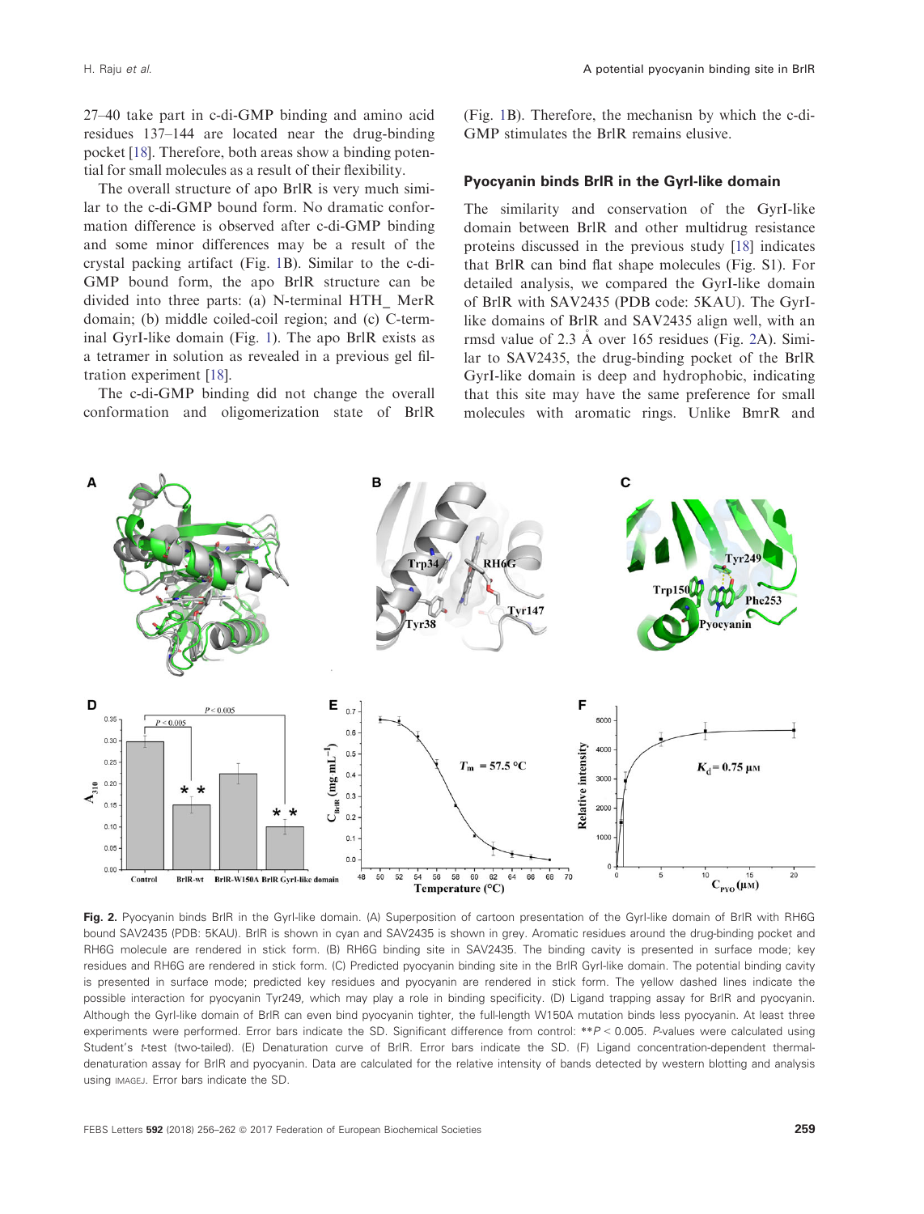27–40 take part in c-di-GMP binding and amino acid residues 137–144 are located near the drug-binding pocket [18]. Therefore, both areas show a binding potential for small molecules as a result of their flexibility.

The overall structure of apo BrlR is very much similar to the c-di-GMP bound form. No dramatic conformation difference is observed after c-di-GMP binding and some minor differences may be a result of the crystal packing artifact (Fig. 1B). Similar to the c-di-GMP bound form, the apo BrlR structure can be divided into three parts: (a) N-terminal HTH_ MerR domain; (b) middle coiled-coil region; and (c) C-terminal GyrI-like domain (Fig. 1). The apo BrlR exists as a tetramer in solution as revealed in a previous gel filtration experiment [18].

The c-di-GMP binding did not change the overall conformation and oligomerization state of BrlR (Fig. 1B). Therefore, the mechanisn by which the c-di-GMP stimulates the BrlR remains elusive.

### Pyocyanin binds BrlR in the GyrI-like domain

The similarity and conservation of the GyrI-like domain between BrlR and other multidrug resistance proteins discussed in the previous study [18] indicates that BrlR can bind flat shape molecules (Fig. S1). For detailed analysis, we compared the GyrI-like domain of BrlR with SAV2435 (PDB code: 5KAU). The GyrI-like domains of BrlR and SAV2435 align well, with an rmsd value of 2.3 Å over 165 residues (Fig. 2A). Similar to SAV2435, the drug-binding pocket of the BrlR GyrI-like domain is deep and hydrophobic, indicating that this site may have the same preference for small molecules with aromatic rings. Unlike BmrR and

**Fig. 2.** Pyocyanin binds BrlR in the GyrI-like domain. (A) Superposition of cartoon presentation of the GyrI-like domain of BrlR with RH6G bound SAV2435 (PDB: 5KAU). BrlR is shown in cyan and SAV2435 is shown in grey. Aromatic residues around the drug-binding pocket and RH6G molecule are rendered in stick form. (B) RH6G binding site in SAV2435. The binding cavity is presented in surface mode; key residues and RH6G are rendered in stick form. (C) Predicted pyocyanin binding site in the BrlR GyrI-like domain. The potential binding cavity is presented in surface mode; predicted key residues and pyocyanin are rendered in stick form. The yellow dashed lines indicate the possible interaction for pyocyanin Tyr249, which may play a role in binding specificity. (D) Ligand trapping assay for BrlR and pyocyanin. Although the GyrI-like domain of BrlR can even bind pyocyanin tighter, the full-length W150A mutation binds less pyocyanin. At least three experiments were performed. Error bars indicate the SD. Significant difference from control: $^{**}P < 0.005$. $P$-values were calculated using Student's $t$-test (two-tailed). (E) Denaturation curve of BrlR. Error bars indicate the SD. (F) Ligand concentration-dependent thermal-denaturation assay for BrlR and pyocyanin. Data are calculated for the relative intensity of bands detected by western blotting and analysis using IMAGEJ. Error bars indicate the SD.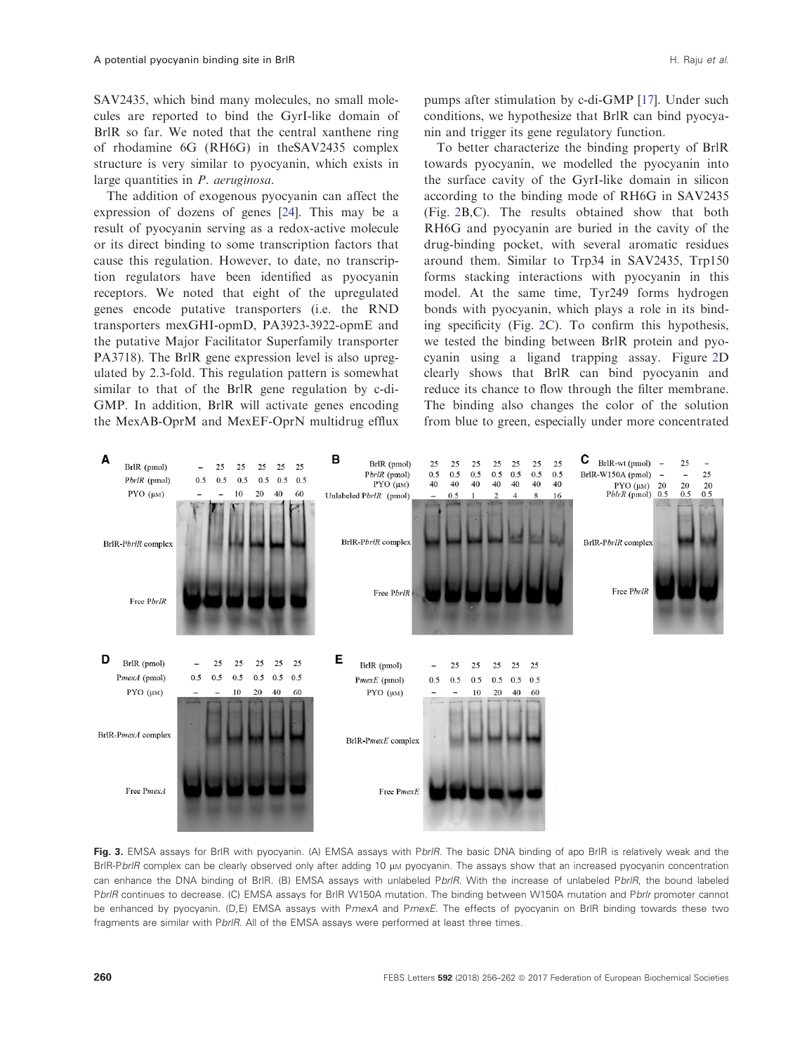SAV2435, which bind many molecules, no small molecules are reported to bind the GyrI-like domain of BrlR so far. We noted that the central xanthene ring of rhodamine 6G (RH6G) in theSAV2435 complex structure is very similar to pyocyanin, which exists in large quantities in *P. aeruginosa*.

The addition of exogenous pyocyanin can affect the expression of dozens of genes [24]. This may be a result of pyocyanin serving as a redox-active molecule or its direct binding to some transcription factors that cause this regulation. However, to date, no transcription regulators have been identified as pyocyanin receptors. We noted that eight of the upregulated genes encode putative transporters (i.e. the RND transporters mexGHI-opmD, PA3923-3922-opmE and the putative Major Facilitator Superfamily transporter PA3718). The BrlR gene expression level is also upregulated by 2.3-fold. This regulation pattern is somewhat similar to that of the BrlR gene regulation by c-di-GMP. In addition, BrlR will activate genes encoding the MexAB-OprM and MexEF-OprN multidrug efflux pumps after stimulation by c-di-GMP [17]. Under such conditions, we hypothesize that BrlR can bind pyocyanin and trigger its gene regulatory function.

To better characterize the binding property of BrlR towards pyocyanin, we modelled the pyocyanin into the surface cavity of the GyrI-like domain in silicon according to the binding mode of RH6G in SAV2435 (Fig. 2B,C). The results obtained show that both RH6G and pyocyanin are buried in the cavity of the drug-binding pocket, with several aromatic residues around them. Similar to Trp34 in SAV2435, Trp150 forms stacking interactions with pyocyanin in this model. At the same time, Tyr249 forms hydrogen bonds with pyocyanin, which plays a role in its binding specificity (Fig. 2C). To confirm this hypothesis, we tested the binding between BrlR protein and pyocyanin using a ligand trapping assay. Figure 2D clearly shows that BrlR can bind pyocyanin and reduce its chance to flow through the filter membrane. The binding also changes the color of the solution from blue to green, especially under more concentrated

**Fig. 3.** EMSA assays for BrlR with pyocyanin. (A) EMSA assays with P*brlR*. The basic DNA binding of apo BrlR is relatively weak and the BrlR-P*brlR* complex can be clearly observed only after adding 10 μM pyocyanin. The assays show that an increased pyocyanin concentration can enhance the DNA binding of BrlR. (B) EMSA assays with unlabeled P*brlR*. With the increase of unlabeled P*brlR*, the bound labeled P*brlR* continues to decrease. (C) EMSA assays for BrlR W150A mutation. The binding between W150A mutation and P*brlr* promoter cannot be enhanced by pyocyanin. (D,E) EMSA assays with P*mexA* and P*mexE*. The effects of pyocyanin on BrlR binding towards these two fragments are similar with P*brlR*. All of the EMSA assays were performed at least three times.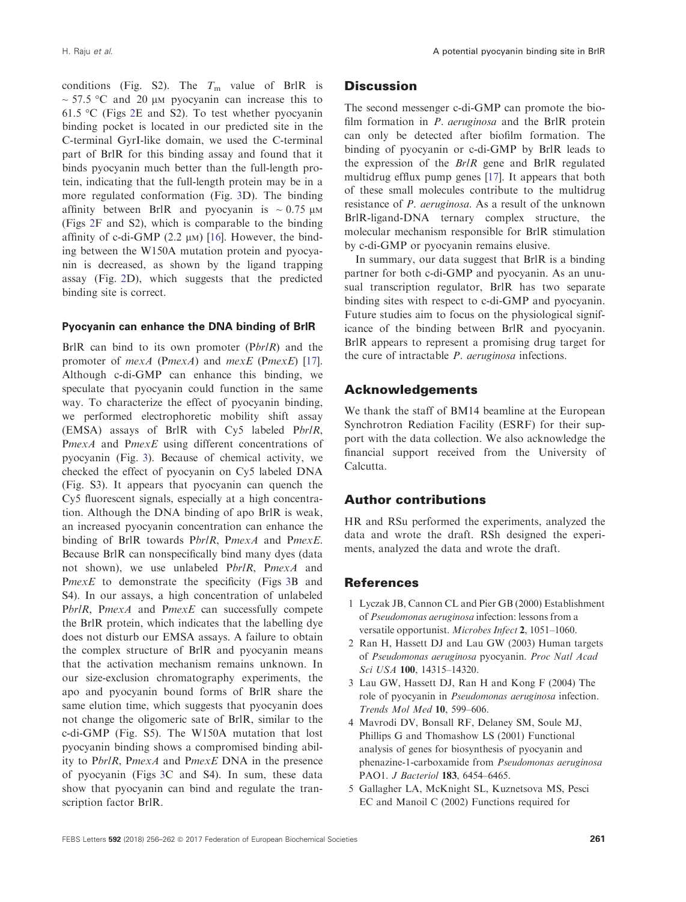conditions (Fig. S2). The $T_m$ value of BrlR is ~ 57.5 °C and 20 μM pyocyanin can increase this to 61.5 °C (Figs 2E and S2). To test whether pyocyanin binding pocket is located in our predicted site in the C-terminal GyrI-like domain, we used the C-terminal part of BrlR for this binding assay and found that it binds pyocyanin much better than the full-length protein, indicating that the full-length protein may be in a more regulated conformation (Fig. 3D). The binding affinity between BrlR and pyocyanin is ~ 0.75 μM (Figs 2F and S2), which is comparable to the binding affinity of c-di-GMP (2.2 μM) [16]. However, the binding between the W150A mutation protein and pyocyanin is decreased, as shown by the ligand trapping assay (Fig. 2D), which suggests that the predicted binding site is correct.

### Pyocyanin can enhance the DNA binding of BrlR

BrlR can bind to its own promoter (P*brlR*) and the promoter of *mexA* (P*mexA*) and *mexE* (P*mexE*) [17]. Although c-di-GMP can enhance this binding, we speculate that pyocyanin could function in the same way. To characterize the effect of pyocyanin binding, we performed electrophoretic mobility shift assay (EMSA) assays of BrlR with Cy5 labeled P*brlR*, P*mexA* and P*mexE* using different concentrations of pyocyanin (Fig. 3). Because of chemical activity, we checked the effect of pyocyanin on Cy5 labeled DNA (Fig. S3). It appears that pyocyanin can quench the Cy5 fluorescent signals, especially at a high concentration. Although the DNA binding of apo BrlR is weak, an increased pyocyanin concentration can enhance the binding of BrlR towards P*brlR*, P*mexA* and P*mexE*. Because BrlR can nonspecifically bind many dyes (data not shown), we use unlabeled P*brlR*, P*mexA* and P*mexE* to demonstrate the specificity (Figs 3B and S4). In our assays, a high concentration of unlabeled P*brlR*, P*mexA* and P*mexE* can successfully compete the BrlR protein, which indicates that the labelling dye does not disturb our EMSA assays. A failure to obtain the complex structure of BrlR and pyocyanin means that the activation mechanism remains unknown. In our size-exclusion chromatography experiments, the apo and pyocyanin bound forms of BrlR share the same elution time, which suggests that pyocyanin does not change the oligomeric sate of BrlR, similar to the c-di-GMP (Fig. S5). The W150A mutation that lost pyocyanin binding shows a compromised binding ability to P*brlR*, P*mexA* and P*mexE* DNA in the presence of pyocyanin (Figs 3C and S4). In sum, these data show that pyocyanin can bind and regulate the transcription factor BrlR.

## Discussion

The second messenger c-di-GMP can promote the biofilm formation in *P. aeruginosa* and the BrlR protein can only be detected after biofilm formation. The binding of pyocyanin or c-di-GMP by BrlR leads to the expression of the *BrlR* gene and BrlR regulated multidrug efflux pump genes [17]. It appears that both of these small molecules contribute to the multidrug resistance of *P. aeruginosa*. As a result of the unknown BrlR-ligand-DNA ternary complex structure, the molecular mechanism responsible for BrlR stimulation by c-di-GMP or pyocyanin remains elusive.

In summary, our data suggest that BrlR is a binding partner for both c-di-GMP and pyocyanin. As an unusual transcription regulator, BrlR has two separate binding sites with respect to c-di-GMP and pyocyanin. Future studies aim to focus on the physiological significance of the binding between BrlR and pyocyanin. BrlR appears to represent a promising drug target for the cure of intractable *P. aeruginosa* infections.

## Acknowledgements

We thank the staff of BM14 beamline at the European Synchrotron Rediation Facility (ESRF) for their support with the data collection. We also acknowledge the financial support received from the University of Calcutta.

## Author contributions

HR and RSu performed the experiments, analyzed the data and wrote the draft. RSh designed the experiments, analyzed the data and wrote the draft.

## References

1. Lyczak JB, Cannon CL and Pier GB (2000) Establishment of *Pseudomonas aeruginosa* infection: lessons from a versatile opportunist. *Microbes Infect* **2**, 1051–1060.
2. Ran H, Hassett DJ and Lau GW (2003) Human targets of *Pseudomonas aeruginosa* pyocyanin. *Proc Natl Acad Sci USA* **100**, 14315–14320.
3. Lau GW, Hassett DJ, Ran H and Kong F (2004) The role of pyocyanin in *Pseudomonas aeruginosa* infection. *Trends Mol Med* **10**, 599–606.
4. Mavrodi DV, Bonsall RF, Delaney SM, Soule MJ, Phillips G and Thomashow LS (2001) Functional analysis of genes for biosynthesis of pyocyanin and phenazine-1-carboxamide from *Pseudomonas aeruginosa* PAO1. *J Bacteriol* **183**, 6454–6465.
5. Gallagher LA, McKnight SL, Kuznetsova MS, Pesci EC and Manoil C (2002) Functions required for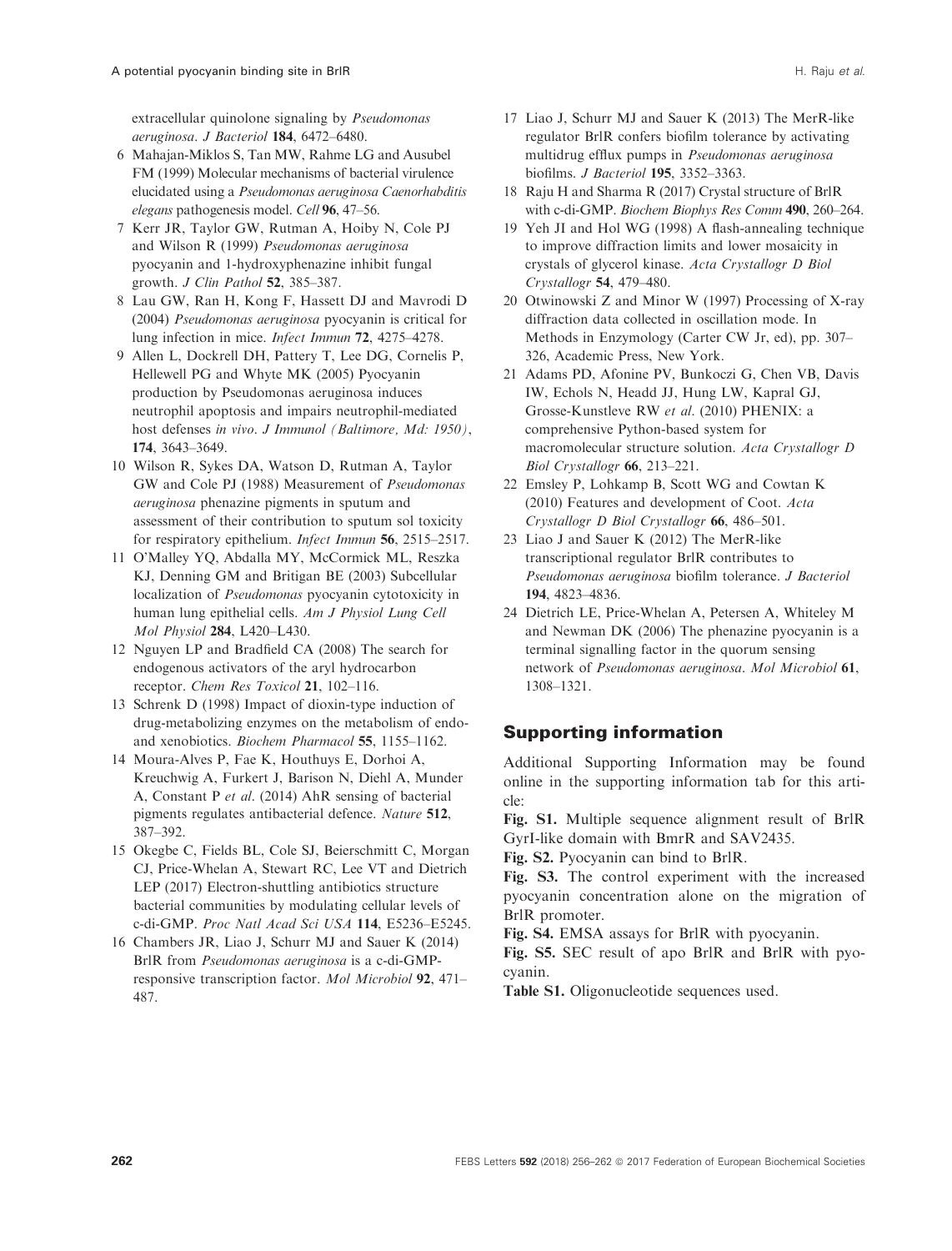extracellular quinolone signaling by *Pseudomonas aeruginosa*. *J Bacteriol* **184**, 6472–6480.

6 Mahajan-Miklos S, Tan MW, Rahme LG and Ausubel FM (1999) Molecular mechanisms of bacterial virulence elucidated using a *Pseudomonas aeruginosa Caenorhabditis elegans* pathogenesis model. *Cell* **96**, 47–56.

7 Kerr JR, Taylor GW, Rutman A, Hoiby N, Cole PJ and Wilson R (1999) *Pseudomonas aeruginosa* pyocyanin and 1-hydroxyphenazine inhibit fungal growth. *J Clin Pathol* **52**, 385–387.

8 Lau GW, Ran H, Kong F, Hassett DJ and Mavrodi D (2004) *Pseudomonas aeruginosa* pyocyanin is critical for lung infection in mice. *Infect Immun* **72**, 4275–4278.

9 Allen L, Dockrell DH, Pattery T, Lee DG, Cornelis P, Hellewell PG and Whyte MK (2005) Pyocyanin production by Pseudomonas aeruginosa induces neutrophil apoptosis and impairs neutrophil-mediated host defenses *in vivo*. *J Immunol (Baltimore, Md: 1950)*, **174**, 3643–3649.

10 Wilson R, Sykes DA, Watson D, Rutman A, Taylor GW and Cole PJ (1988) Measurement of *Pseudomonas aeruginosa* phenazine pigments in sputum and assessment of their contribution to sputum sol toxicity for respiratory epithelium. *Infect Immun* **56**, 2515–2517.

11 O'Malley YQ, Abdalla MY, McCormick ML, Reszka KJ, Denning GM and Britigan BE (2003) Subcellular localization of *Pseudomonas* pyocyanin cytotoxicity in human lung epithelial cells. *Am J Physiol Lung Cell Mol Physiol* **284**, L420–L430.

12 Nguyen LP and Bradfield CA (2008) The search for endogenous activators of the aryl hydrocarbon receptor. *Chem Res Toxicol* **21**, 102–116.

13 Schrenk D (1998) Impact of dioxin-type induction of drug-metabolizing enzymes on the metabolism of endo- and xenobiotics. *Biochem Pharmacol* **55**, 1155–1162.

14 Moura-Alves P, Fae K, Houthuys E, Dorhoi A, Kreuchwig A, Furkert J, Barison N, Diehl A, Munder A, Constant P *et al.* (2014) AhR sensing of bacterial pigments regulates antibacterial defence. *Nature* **512**, 387–392.

15 Okegbe C, Fields BL, Cole SJ, Beierschmitt C, Morgan CJ, Price-Whelan A, Stewart RC, Lee VT and Dietrich LEP (2017) Electron-shuttling antibiotics structure bacterial communities by modulating cellular levels of c-di-GMP. *Proc Natl Acad Sci USA* **114**, E5236–E5245.

16 Chambers JR, Liao J, Schurr MJ and Sauer K (2014) BrlR from *Pseudomonas aeruginosa* is a c-di-GMP-responsive transcription factor. *Mol Microbiol* **92**, 471–487.

17 Liao J, Schurr MJ and Sauer K (2013) The MerR-like regulator BrlR confers biofilm tolerance by activating multidrug efflux pumps in *Pseudomonas aeruginosa* biofilms. *J Bacteriol* **195**, 3352–3363.

18 Raju H and Sharma R (2017) Crystal structure of BrlR with c-di-GMP. *Biochem Biophys Res Comm* **490**, 260–264.

19 Yeh JI and Hol WG (1998) A flash-annealing technique to improve diffraction limits and lower mosaicity in crystals of glycerol kinase. *Acta Crystallogr D Biol Crystallogr* **54**, 479–480.

20 Otwinowski Z and Minor W (1997) Processing of X-ray diffraction data collected in oscillation mode. In Methods in Enzymology (Carter CW Jr, ed), pp. 307–326, Academic Press, New York.

21 Adams PD, Afonine PV, Bunkoczi G, Chen VB, Davis IW, Echols N, Headd JJ, Hung LW, Kapral GJ, Grosse-Kunstleve RW *et al.* (2010) PHENIX: a comprehensive Python-based system for macromolecular structure solution. *Acta Crystallogr D Biol Crystallogr* **66**, 213–221.

22 Emsley P, Lohkamp B, Scott WG and Cowtan K (2010) Features and development of Coot. *Acta Crystallogr D Biol Crystallogr* **66**, 486–501.

23 Liao J and Sauer K (2012) The MerR-like transcriptional regulator BrlR contributes to *Pseudomonas aeruginosa* biofilm tolerance. *J Bacteriol* **194**, 4823–4836.

24 Dietrich LE, Price-Whelan A, Petersen A, Whiteley M and Newman DK (2006) The phenazine pyocyanin is a terminal signalling factor in the quorum sensing network of *Pseudomonas aeruginosa*. *Mol Microbiol* **61**, 1308–1321.

## Supporting information

Additional Supporting Information may be found online in the supporting information tab for this article:

**Fig. S1.** Multiple sequence alignment result of BrlR GyrI-like domain with BmrR and SAV2435.

**Fig. S2.** Pyocyanin can bind to BrlR.

**Fig. S3.** The control experiment with the increased pyocyanin concentration alone on the migration of BrlR promoter.

**Fig. S4.** EMSA assays for BrlR with pyocyanin.

**Fig. S5.** SEC result of apo BrlR and BrlR with pyocyanin.

**Table S1.** Oligonucleotide sequences used.